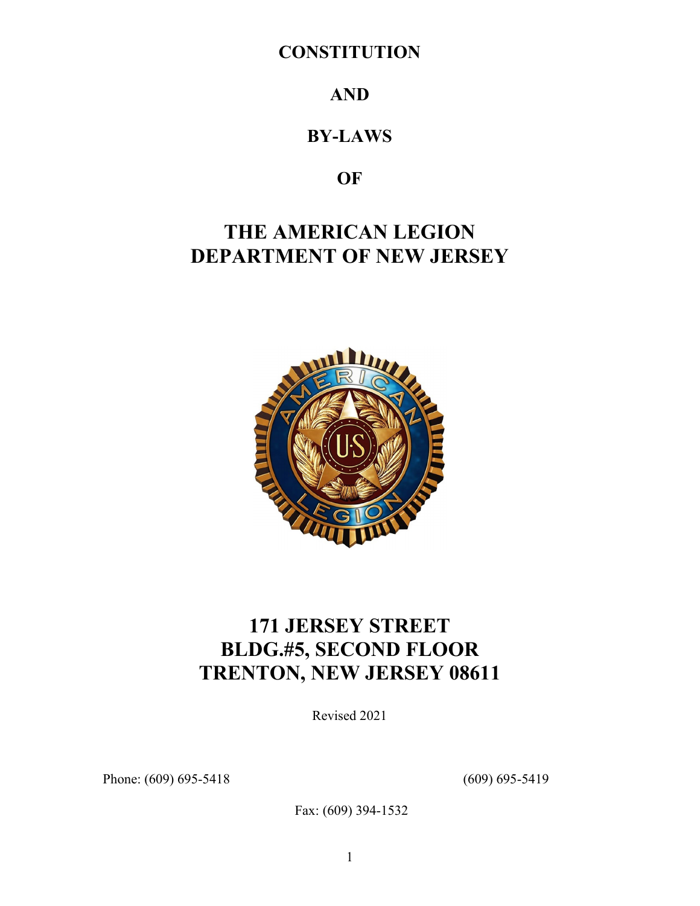# CONSTITUTION

# AND

# BY-LAWS

# OF

# THE AMERICAN LEGION
# DEPARTMENT OF NEW JERSEY

## 171 JERSEY STREET
## BLDG.#5, SECOND FLOOR
## TRENTON, NEW JERSEY 08611

Revised 2021

Phone: (609) 695-5418 (609) 695-5419

Fax: (609) 394-1532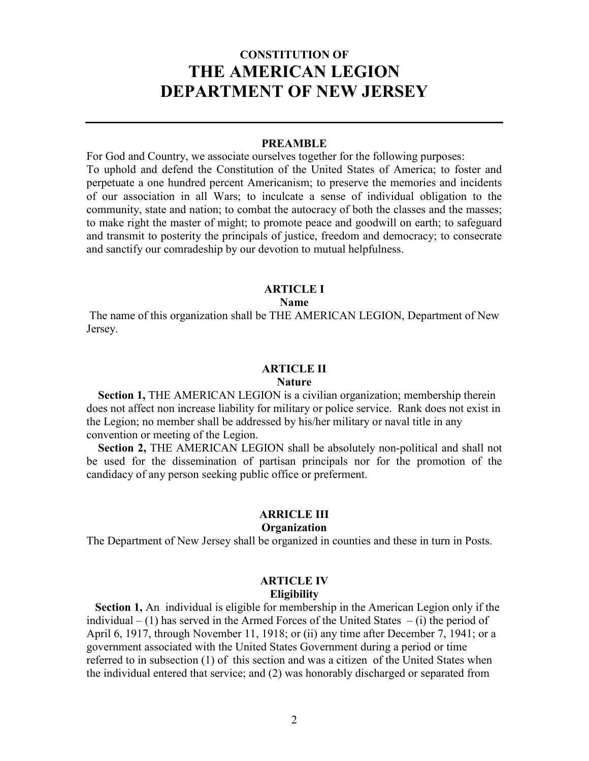# CONSTITUTION OF
# THE AMERICAN LEGION
# DEPARTMENT OF NEW JERSEY

---

### PREAMBLE

For God and Country, we associate ourselves together for the following purposes:
To uphold and defend the Constitution of the United States of America; to foster and perpetuate a one hundred percent Americanism; to preserve the memories and incidents of our association in all Wars; to inculcate a sense of individual obligation to the community, state and nation; to combat the autocracy of both the classes and the masses; to make right the master of might; to promote peace and goodwill on earth; to safeguard and transmit to posterity the principals of justice, freedom and democracy; to consecrate and sanctify our comradeship by our devotion to mutual helpfulness.

### ARTICLE I
### Name

The name of this organization shall be THE AMERICAN LEGION, Department of New Jersey.

### ARTICLE II
### Nature

**Section 1,** THE AMERICAN LEGION is a civilian organization; membership therein does not affect non increase liability for military or police service. Rank does not exist in the Legion; no member shall be addressed by his/her military or naval title in any convention or meeting of the Legion.

**Section 2,** THE AMERICAN LEGION shall be absolutely non-political and shall not be used for the dissemination of partisan principals nor for the promotion of the candidacy of any person seeking public office or preferment.

### ARRICLE III
### Organization

The Department of New Jersey shall be organized in counties and these in turn in Posts.

### ARTICLE IV
### Eligibility

**Section 1,** An individual is eligible for membership in the American Legion only if the individual – (1) has served in the Armed Forces of the United States – (i) the period of April 6, 1917, through November 11, 1918; or (ii) any time after December 7, 1941; or a government associated with the United States Government during a period or time referred to in subsection (1) of this section and was a citizen of the United States when the individual entered that service; and (2) was honorably discharged or separated from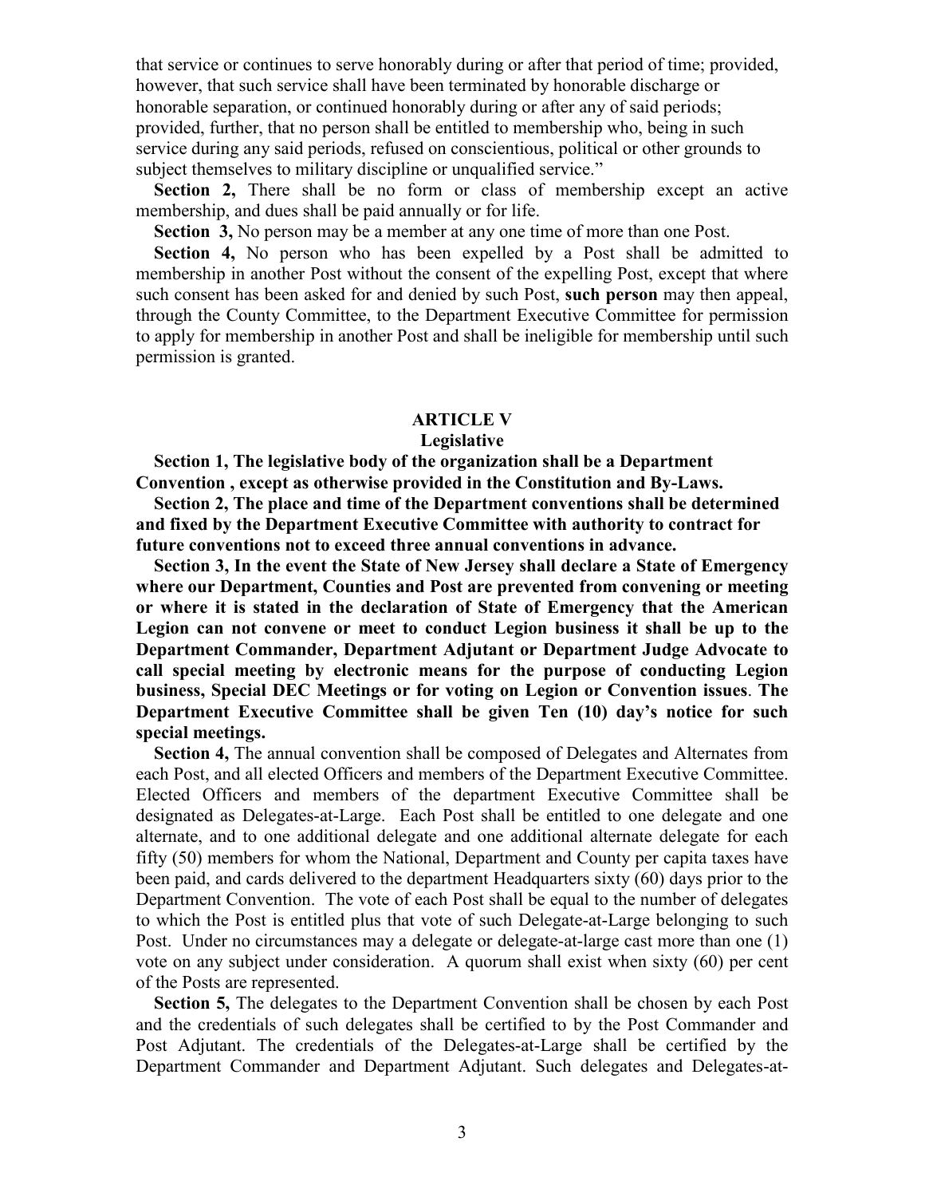that service or continues to serve honorably during or after that period of time; provided, however, that such service shall have been terminated by honorable discharge or honorable separation, or continued honorably during or after any of said periods; provided, further, that no person shall be entitled to membership who, being in such service during any said periods, refused on conscientious, political or other grounds to subject themselves to military discipline or unqualified service."

**Section 2,** There shall be no form or class of membership except an active membership, and dues shall be paid annually or for life.

**Section 3,** No person may be a member at any one time of more than one Post.

**Section 4,** No person who has been expelled by a Post shall be admitted to membership in another Post without the consent of the expelling Post, except that where such consent has been asked for and denied by such Post, **such person** may then appeal, through the County Committee, to the Department Executive Committee for permission to apply for membership in another Post and shall be ineligible for membership until such permission is granted.

## ARTICLE V
### Legislative

**Section 1, The legislative body of the organization shall be a Department Convention , except as otherwise provided in the Constitution and By-Laws.**

**Section 2, The place and time of the Department conventions shall be determined and fixed by the Department Executive Committee with authority to contract for future conventions not to exceed three annual conventions in advance.**

**Section 3, In the event the State of New Jersey shall declare a State of Emergency where our Department, Counties and Post are prevented from convening or meeting or where it is stated in the declaration of State of Emergency that the American Legion can not convene or meet to conduct Legion business it shall be up to the Department Commander, Department Adjutant or Department Judge Advocate to call special meeting by electronic means for the purpose of conducting Legion business, Special DEC Meetings or for voting on Legion or Convention issues**. **The Department Executive Committee shall be given Ten (10) day's notice for such special meetings.**

**Section 4,** The annual convention shall be composed of Delegates and Alternates from each Post, and all elected Officers and members of the Department Executive Committee. Elected Officers and members of the department Executive Committee shall be designated as Delegates-at-Large. Each Post shall be entitled to one delegate and one alternate, and to one additional delegate and one additional alternate delegate for each fifty (50) members for whom the National, Department and County per capita taxes have been paid, and cards delivered to the department Headquarters sixty (60) days prior to the Department Convention. The vote of each Post shall be equal to the number of delegates to which the Post is entitled plus that vote of such Delegate-at-Large belonging to such Post. Under no circumstances may a delegate or delegate-at-large cast more than one (1) vote on any subject under consideration. A quorum shall exist when sixty (60) per cent of the Posts are represented.

**Section 5,** The delegates to the Department Convention shall be chosen by each Post and the credentials of such delegates shall be certified to by the Post Commander and Post Adjutant. The credentials of the Delegates-at-Large shall be certified by the Department Commander and Department Adjutant. Such delegates and Delegates-at-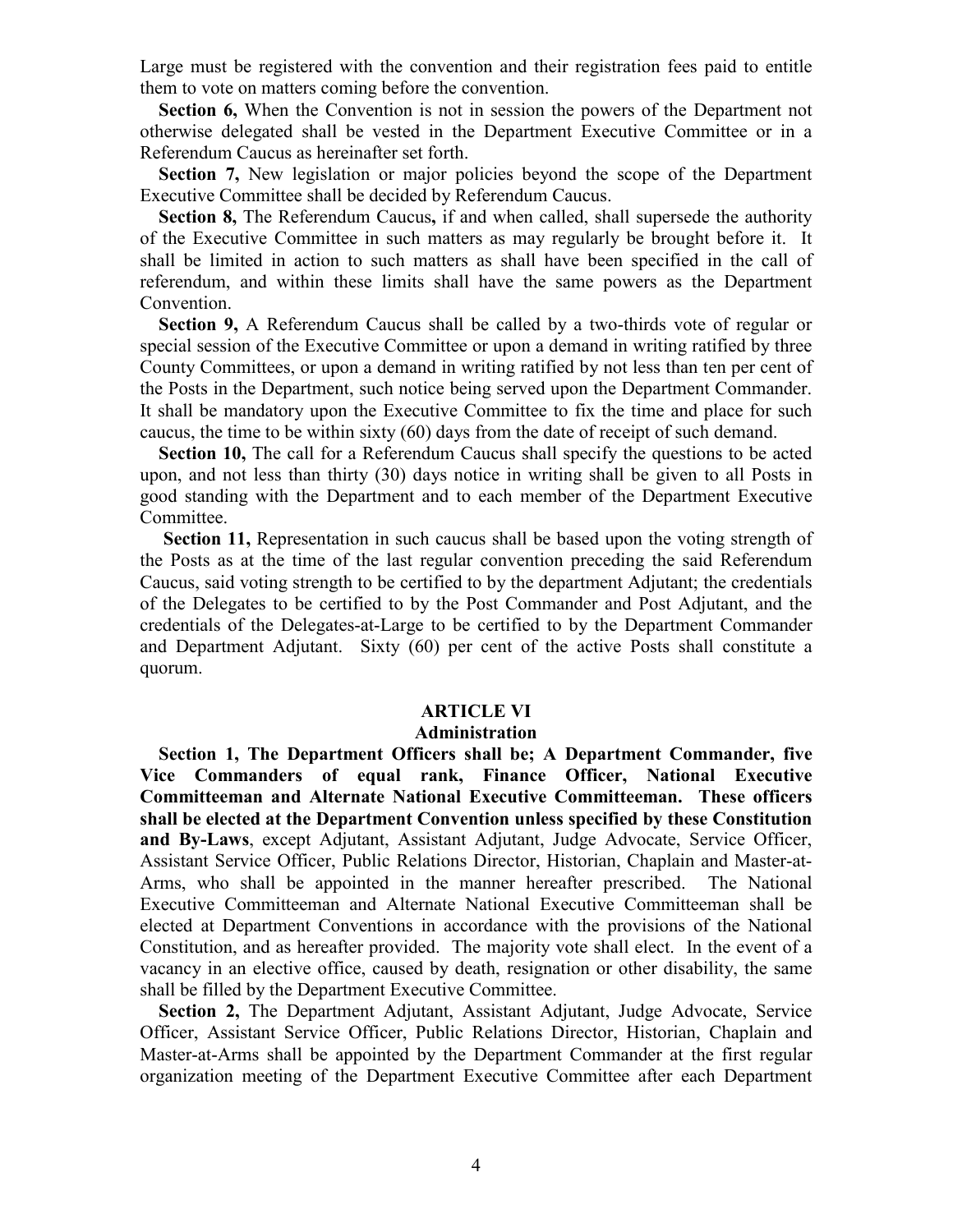Large must be registered with the convention and their registration fees paid to entitle them to vote on matters coming before the convention.

**Section 6,** When the Convention is not in session the powers of the Department not otherwise delegated shall be vested in the Department Executive Committee or in a Referendum Caucus as hereinafter set forth.

**Section 7,** New legislation or major policies beyond the scope of the Department Executive Committee shall be decided by Referendum Caucus.

**Section 8,** The Referendum Caucus**,** if and when called, shall supersede the authority of the Executive Committee in such matters as may regularly be brought before it. It shall be limited in action to such matters as shall have been specified in the call of referendum, and within these limits shall have the same powers as the Department Convention.

**Section 9,** A Referendum Caucus shall be called by a two-thirds vote of regular or special session of the Executive Committee or upon a demand in writing ratified by three County Committees, or upon a demand in writing ratified by not less than ten per cent of the Posts in the Department, such notice being served upon the Department Commander. It shall be mandatory upon the Executive Committee to fix the time and place for such caucus, the time to be within sixty (60) days from the date of receipt of such demand.

**Section 10,** The call for a Referendum Caucus shall specify the questions to be acted upon, and not less than thirty (30) days notice in writing shall be given to all Posts in good standing with the Department and to each member of the Department Executive Committee.

**Section 11,** Representation in such caucus shall be based upon the voting strength of the Posts as at the time of the last regular convention preceding the said Referendum Caucus, said voting strength to be certified to by the department Adjutant; the credentials of the Delegates to be certified to by the Post Commander and Post Adjutant, and the credentials of the Delegates-at-Large to be certified to by the Department Commander and Department Adjutant. Sixty (60) per cent of the active Posts shall constitute a quorum.

## ARTICLE VI
## Administration

**Section 1, The Department Officers shall be; A Department Commander, five Vice Commanders of equal rank, Finance Officer, National Executive Committeeman and Alternate National Executive Committeeman. These officers shall be elected at the Department Convention unless specified by these Constitution and By-Laws**, except Adjutant, Assistant Adjutant, Judge Advocate, Service Officer, Assistant Service Officer, Public Relations Director, Historian, Chaplain and Master-at-Arms, who shall be appointed in the manner hereafter prescribed. The National Executive Committeeman and Alternate National Executive Committeeman shall be elected at Department Conventions in accordance with the provisions of the National Constitution, and as hereafter provided. The majority vote shall elect. In the event of a vacancy in an elective office, caused by death, resignation or other disability, the same shall be filled by the Department Executive Committee.

**Section 2,** The Department Adjutant, Assistant Adjutant, Judge Advocate, Service Officer, Assistant Service Officer, Public Relations Director, Historian, Chaplain and Master-at-Arms shall be appointed by the Department Commander at the first regular organization meeting of the Department Executive Committee after each Department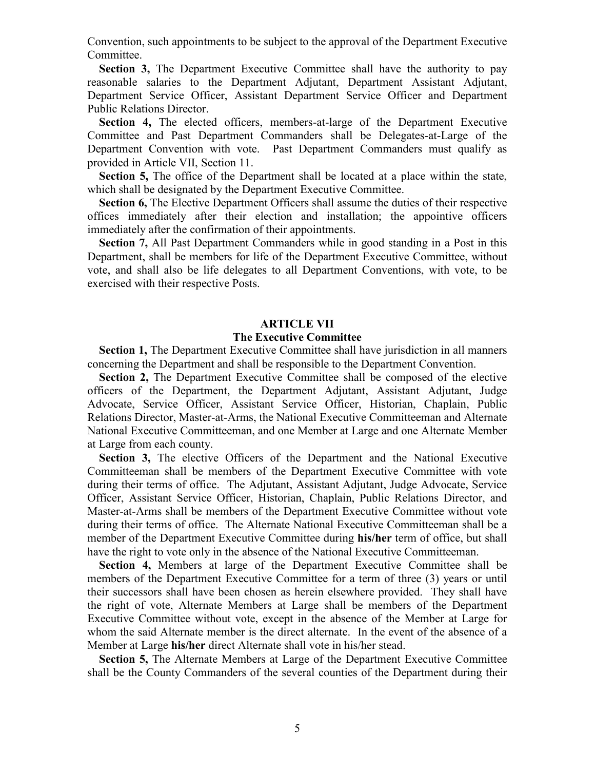Convention, such appointments to be subject to the approval of the Department Executive Committee.

**Section 3,** The Department Executive Committee shall have the authority to pay reasonable salaries to the Department Adjutant, Department Assistant Adjutant, Department Service Officer, Assistant Department Service Officer and Department Public Relations Director.

**Section 4,** The elected officers, members-at-large of the Department Executive Committee and Past Department Commanders shall be Delegates-at-Large of the Department Convention with vote. Past Department Commanders must qualify as provided in Article VII, Section 11.

**Section 5,** The office of the Department shall be located at a place within the state, which shall be designated by the Department Executive Committee.

**Section 6,** The Elective Department Officers shall assume the duties of their respective offices immediately after their election and installation; the appointive officers immediately after the confirmation of their appointments.

**Section 7,** All Past Department Commanders while in good standing in a Post in this Department, shall be members for life of the Department Executive Committee, without vote, and shall also be life delegates to all Department Conventions, with vote, to be exercised with their respective Posts.

## ARTICLE VII
### The Executive Committee

**Section 1,** The Department Executive Committee shall have jurisdiction in all manners concerning the Department and shall be responsible to the Department Convention.

**Section 2,** The Department Executive Committee shall be composed of the elective officers of the Department, the Department Adjutant, Assistant Adjutant, Judge Advocate, Service Officer, Assistant Service Officer, Historian, Chaplain, Public Relations Director, Master-at-Arms, the National Executive Committeeman and Alternate National Executive Committeeman, and one Member at Large and one Alternate Member at Large from each county.

**Section 3,** The elective Officers of the Department and the National Executive Committeeman shall be members of the Department Executive Committee with vote during their terms of office. The Adjutant, Assistant Adjutant, Judge Advocate, Service Officer, Assistant Service Officer, Historian, Chaplain, Public Relations Director, and Master-at-Arms shall be members of the Department Executive Committee without vote during their terms of office. The Alternate National Executive Committeeman shall be a member of the Department Executive Committee during **his/her** term of office, but shall have the right to vote only in the absence of the National Executive Committeeman.

**Section 4,** Members at large of the Department Executive Committee shall be members of the Department Executive Committee for a term of three (3) years or until their successors shall have been chosen as herein elsewhere provided. They shall have the right of vote, Alternate Members at Large shall be members of the Department Executive Committee without vote, except in the absence of the Member at Large for whom the said Alternate member is the direct alternate. In the event of the absence of a Member at Large **his/her** direct Alternate shall vote in his/her stead.

**Section 5,** The Alternate Members at Large of the Department Executive Committee shall be the County Commanders of the several counties of the Department during their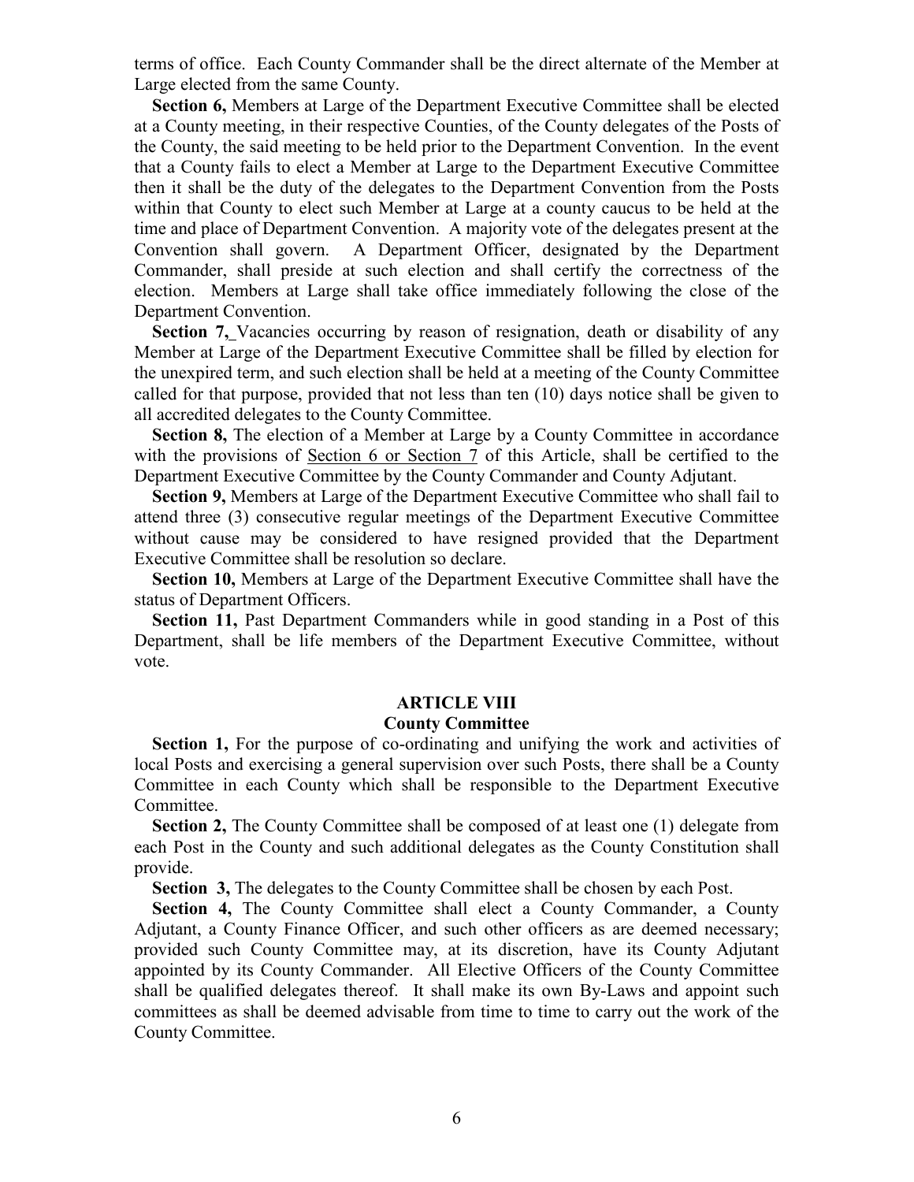terms of office. Each County Commander shall be the direct alternate of the Member at Large elected from the same County.

**Section 6,** Members at Large of the Department Executive Committee shall be elected at a County meeting, in their respective Counties, of the County delegates of the Posts of the County, the said meeting to be held prior to the Department Convention. In the event that a County fails to elect a Member at Large to the Department Executive Committee then it shall be the duty of the delegates to the Department Convention from the Posts within that County to elect such Member at Large at a county caucus to be held at the time and place of Department Convention. A majority vote of the delegates present at the Convention shall govern. A Department Officer, designated by the Department Commander, shall preside at such election and shall certify the correctness of the election. Members at Large shall take office immediately following the close of the Department Convention.

**Section 7,** Vacancies occurring by reason of resignation, death or disability of any Member at Large of the Department Executive Committee shall be filled by election for the unexpired term, and such election shall be held at a meeting of the County Committee called for that purpose, provided that not less than ten (10) days notice shall be given to all accredited delegates to the County Committee.

**Section 8,** The election of a Member at Large by a County Committee in accordance with the provisions of Section 6 or Section 7 of this Article, shall be certified to the Department Executive Committee by the County Commander and County Adjutant.

**Section 9,** Members at Large of the Department Executive Committee who shall fail to attend three (3) consecutive regular meetings of the Department Executive Committee without cause may be considered to have resigned provided that the Department Executive Committee shall be resolution so declare.

**Section 10,** Members at Large of the Department Executive Committee shall have the status of Department Officers.

**Section 11,** Past Department Commanders while in good standing in a Post of this Department, shall be life members of the Department Executive Committee, without vote.

## ARTICLE VIII
### County Committee

**Section 1,** For the purpose of co-ordinating and unifying the work and activities of local Posts and exercising a general supervision over such Posts, there shall be a County Committee in each County which shall be responsible to the Department Executive Committee.

**Section 2,** The County Committee shall be composed of at least one (1) delegate from each Post in the County and such additional delegates as the County Constitution shall provide.

**Section 3,** The delegates to the County Committee shall be chosen by each Post.

**Section 4,** The County Committee shall elect a County Commander, a County Adjutant, a County Finance Officer, and such other officers as are deemed necessary; provided such County Committee may, at its discretion, have its County Adjutant appointed by its County Commander. All Elective Officers of the County Committee shall be qualified delegates thereof. It shall make its own By-Laws and appoint such committees as shall be deemed advisable from time to time to carry out the work of the County Committee.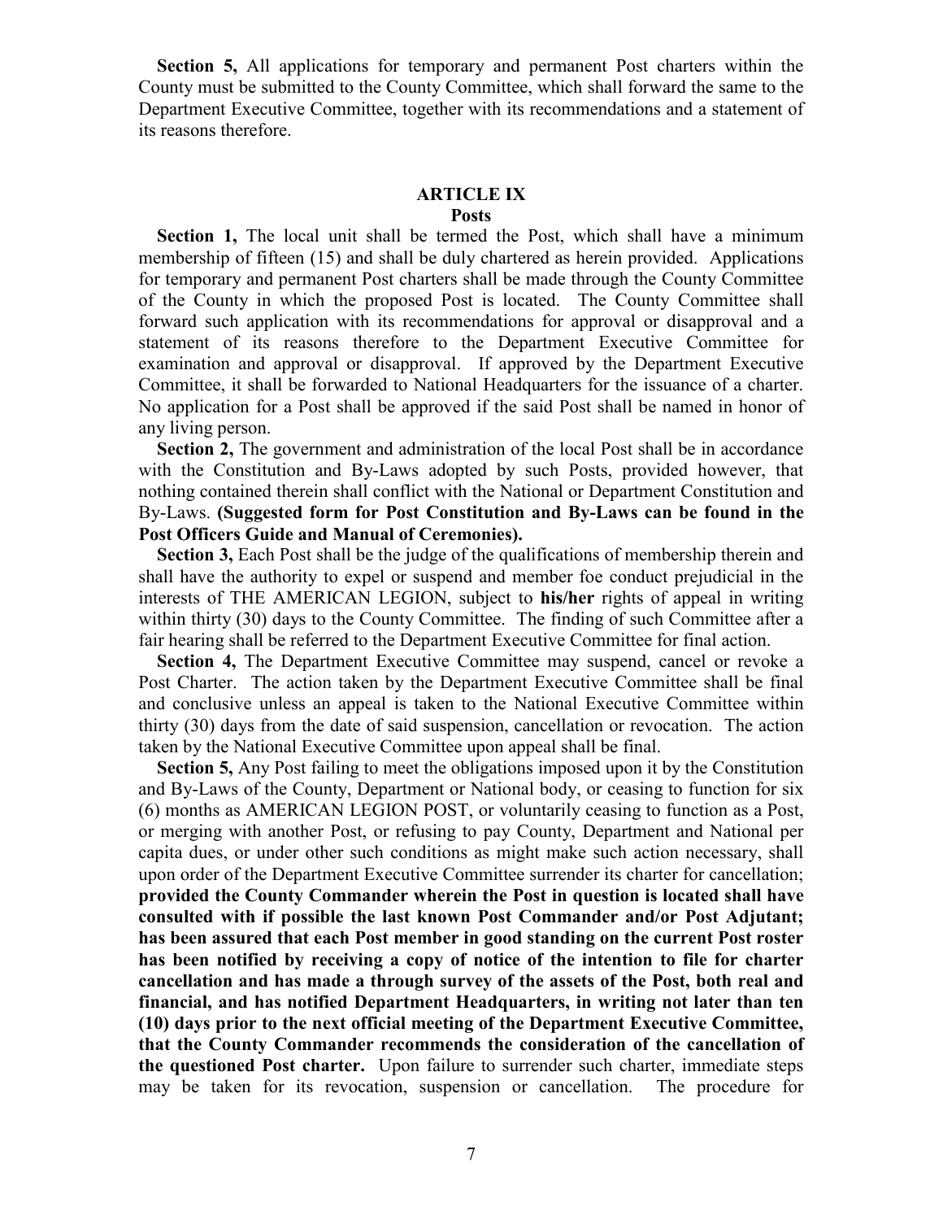**Section 5,** All applications for temporary and permanent Post charters within the County must be submitted to the County Committee, which shall forward the same to the Department Executive Committee, together with its recommendations and a statement of its reasons therefore.

## ARTICLE IX

### Posts

**Section 1,** The local unit shall be termed the Post, which shall have a minimum membership of fifteen (15) and shall be duly chartered as herein provided. Applications for temporary and permanent Post charters shall be made through the County Committee of the County in which the proposed Post is located. The County Committee shall forward such application with its recommendations for approval or disapproval and a statement of its reasons therefore to the Department Executive Committee for examination and approval or disapproval. If approved by the Department Executive Committee, it shall be forwarded to National Headquarters for the issuance of a charter. No application for a Post shall be approved if the said Post shall be named in honor of any living person.

**Section 2,** The government and administration of the local Post shall be in accordance with the Constitution and By-Laws adopted by such Posts, provided however, that nothing contained therein shall conflict with the National or Department Constitution and By-Laws. **(Suggested form for Post Constitution and By-Laws can be found in the Post Officers Guide and Manual of Ceremonies).**

**Section 3,** Each Post shall be the judge of the qualifications of membership therein and shall have the authority to expel or suspend and member foe conduct prejudicial in the interests of THE AMERICAN LEGION, subject to **his/her** rights of appeal in writing within thirty (30) days to the County Committee. The finding of such Committee after a fair hearing shall be referred to the Department Executive Committee for final action.

**Section 4,** The Department Executive Committee may suspend, cancel or revoke a Post Charter. The action taken by the Department Executive Committee shall be final and conclusive unless an appeal is taken to the National Executive Committee within thirty (30) days from the date of said suspension, cancellation or revocation. The action taken by the National Executive Committee upon appeal shall be final.

**Section 5,** Any Post failing to meet the obligations imposed upon it by the Constitution and By-Laws of the County, Department or National body, or ceasing to function for six (6) months as AMERICAN LEGION POST, or voluntarily ceasing to function as a Post, or merging with another Post, or refusing to pay County, Department and National per capita dues, or under other such conditions as might make such action necessary, shall upon order of the Department Executive Committee surrender its charter for cancellation; **provided the County Commander wherein the Post in question is located shall have consulted with if possible the last known Post Commander and/or Post Adjutant; has been assured that each Post member in good standing on the current Post roster has been notified by receiving a copy of notice of the intention to file for charter cancellation and has made a through survey of the assets of the Post, both real and financial, and has notified Department Headquarters, in writing not later than ten (10) days prior to the next official meeting of the Department Executive Committee, that the County Commander recommends the consideration of the cancellation of the questioned Post charter.** Upon failure to surrender such charter, immediate steps may be taken for its revocation, suspension or cancellation. The procedure for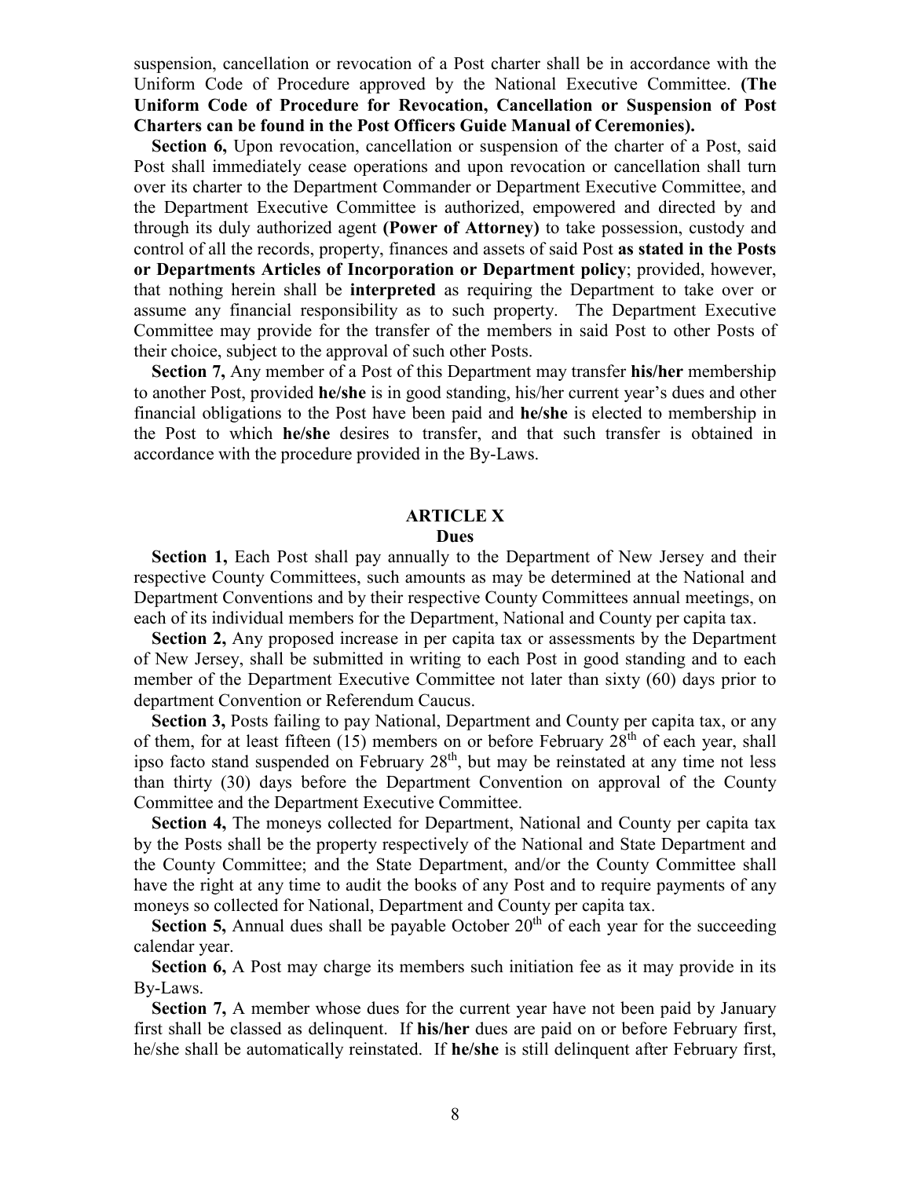suspension, cancellation or revocation of a Post charter shall be in accordance with the Uniform Code of Procedure approved by the National Executive Committee. **(The Uniform Code of Procedure for Revocation, Cancellation or Suspension of Post Charters can be found in the Post Officers Guide Manual of Ceremonies).**

**Section 6,** Upon revocation, cancellation or suspension of the charter of a Post, said Post shall immediately cease operations and upon revocation or cancellation shall turn over its charter to the Department Commander or Department Executive Committee, and the Department Executive Committee is authorized, empowered and directed by and through its duly authorized agent **(Power of Attorney)** to take possession, custody and control of all the records, property, finances and assets of said Post **as stated in the Posts or Departments Articles of Incorporation or Department policy**; provided, however, that nothing herein shall be **interpreted** as requiring the Department to take over or assume any financial responsibility as to such property. The Department Executive Committee may provide for the transfer of the members in said Post to other Posts of their choice, subject to the approval of such other Posts.

**Section 7,** Any member of a Post of this Department may transfer **his/her** membership to another Post, provided **he/she** is in good standing, his/her current year's dues and other financial obligations to the Post have been paid and **he/she** is elected to membership in the Post to which **he/she** desires to transfer, and that such transfer is obtained in accordance with the procedure provided in the By-Laws.

## ARTICLE X

### Dues

**Section 1,** Each Post shall pay annually to the Department of New Jersey and their respective County Committees, such amounts as may be determined at the National and Department Conventions and by their respective County Committees annual meetings, on each of its individual members for the Department, National and County per capita tax.

**Section 2,** Any proposed increase in per capita tax or assessments by the Department of New Jersey, shall be submitted in writing to each Post in good standing and to each member of the Department Executive Committee not later than sixty (60) days prior to department Convention or Referendum Caucus.

**Section 3,** Posts failing to pay National, Department and County per capita tax, or any of them, for at least fifteen (15) members on or before February 28th of each year, shall ipso facto stand suspended on February 28th, but may be reinstated at any time not less than thirty (30) days before the Department Convention on approval of the County Committee and the Department Executive Committee.

**Section 4,** The moneys collected for Department, National and County per capita tax by the Posts shall be the property respectively of the National and State Department and the County Committee; and the State Department, and/or the County Committee shall have the right at any time to audit the books of any Post and to require payments of any moneys so collected for National, Department and County per capita tax.

**Section 5,** Annual dues shall be payable October 20th of each year for the succeeding calendar year.

**Section 6,** A Post may charge its members such initiation fee as it may provide in its By-Laws.

**Section 7,** A member whose dues for the current year have not been paid by January first shall be classed as delinquent. If **his/her** dues are paid on or before February first, he/she shall be automatically reinstated. If **he/she** is still delinquent after February first,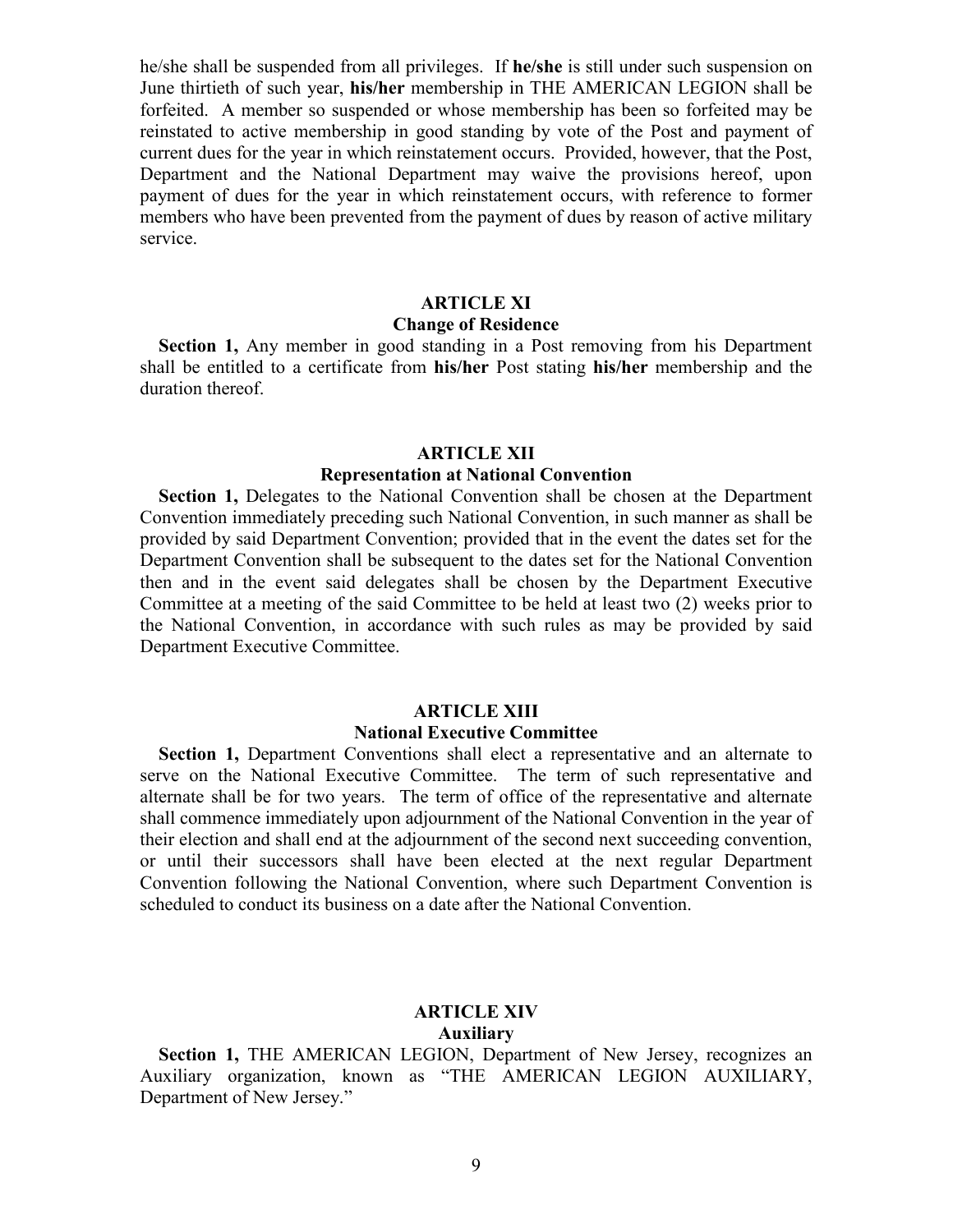he/she shall be suspended from all privileges. If **he/she** is still under such suspension on June thirtieth of such year, **his/her** membership in THE AMERICAN LEGION shall be forfeited. A member so suspended or whose membership has been so forfeited may be reinstated to active membership in good standing by vote of the Post and payment of current dues for the year in which reinstatement occurs. Provided, however, that the Post, Department and the National Department may waive the provisions hereof, upon payment of dues for the year in which reinstatement occurs, with reference to former members who have been prevented from the payment of dues by reason of active military service.

## ARTICLE XI
### Change of Residence

**Section 1,** Any member in good standing in a Post removing from his Department shall be entitled to a certificate from **his/her** Post stating **his/her** membership and the duration thereof.

## ARTICLE XII
### Representation at National Convention

**Section 1,** Delegates to the National Convention shall be chosen at the Department Convention immediately preceding such National Convention, in such manner as shall be provided by said Department Convention; provided that in the event the dates set for the Department Convention shall be subsequent to the dates set for the National Convention then and in the event said delegates shall be chosen by the Department Executive Committee at a meeting of the said Committee to be held at least two (2) weeks prior to the National Convention, in accordance with such rules as may be provided by said Department Executive Committee.

## ARTICLE XIII
### National Executive Committee

**Section 1,** Department Conventions shall elect a representative and an alternate to serve on the National Executive Committee. The term of such representative and alternate shall be for two years. The term of office of the representative and alternate shall commence immediately upon adjournment of the National Convention in the year of their election and shall end at the adjournment of the second next succeeding convention, or until their successors shall have been elected at the next regular Department Convention following the National Convention, where such Department Convention is scheduled to conduct its business on a date after the National Convention.

## ARTICLE XIV
### Auxiliary

**Section 1,** THE AMERICAN LEGION, Department of New Jersey, recognizes an Auxiliary organization, known as "THE AMERICAN LEGION AUXILIARY, Department of New Jersey."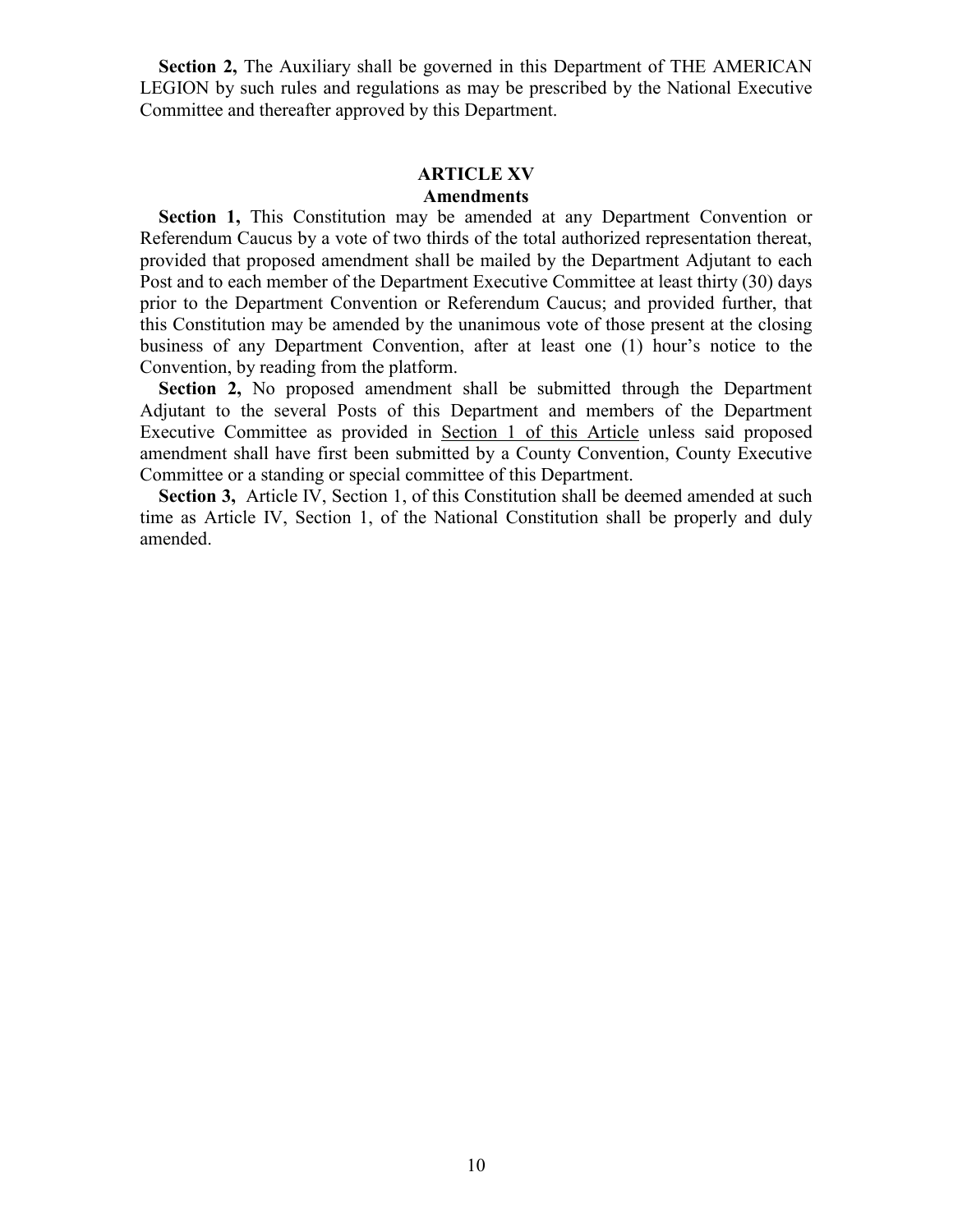**Section 2,** The Auxiliary shall be governed in this Department of THE AMERICAN LEGION by such rules and regulations as may be prescribed by the National Executive Committee and thereafter approved by this Department.

## ARTICLE XV
### Amendments

**Section 1,** This Constitution may be amended at any Department Convention or Referendum Caucus by a vote of two thirds of the total authorized representation thereat, provided that proposed amendment shall be mailed by the Department Adjutant to each Post and to each member of the Department Executive Committee at least thirty (30) days prior to the Department Convention or Referendum Caucus; and provided further, that this Constitution may be amended by the unanimous vote of those present at the closing business of any Department Convention, after at least one (1) hour's notice to the Convention, by reading from the platform.

**Section 2,** No proposed amendment shall be submitted through the Department Adjutant to the several Posts of this Department and members of the Department Executive Committee as provided in <u>Section 1 of this Article</u> unless said proposed amendment shall have first been submitted by a County Convention, County Executive Committee or a standing or special committee of this Department.

**Section 3,** Article IV, Section 1, of this Constitution shall be deemed amended at such time as Article IV, Section 1, of the National Constitution shall be properly and duly amended.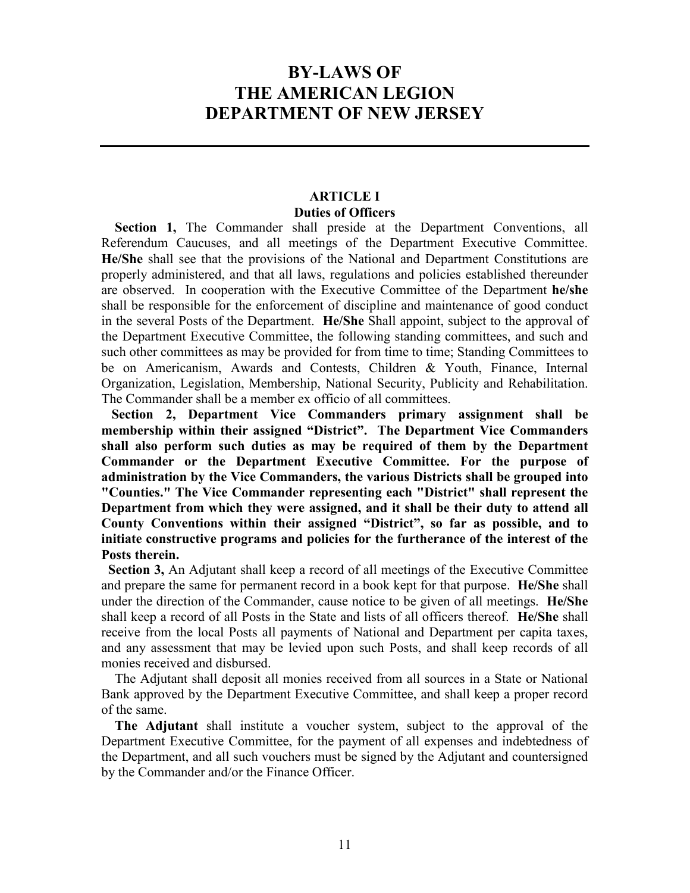# BY-LAWS OF THE AMERICAN LEGION DEPARTMENT OF NEW JERSEY

---

## ARTICLE I
### Duties of Officers

**Section 1,** The Commander shall preside at the Department Conventions, all Referendum Caucuses, and all meetings of the Department Executive Committee. **He/She** shall see that the provisions of the National and Department Constitutions are properly administered, and that all laws, regulations and policies established thereunder are observed. In cooperation with the Executive Committee of the Department **he/she** shall be responsible for the enforcement of discipline and maintenance of good conduct in the several Posts of the Department. **He/She** Shall appoint, subject to the approval of the Department Executive Committee, the following standing committees, and such and such other committees as may be provided for from time to time; Standing Committees to be on Americanism, Awards and Contests, Children & Youth, Finance, Internal Organization, Legislation, Membership, National Security, Publicity and Rehabilitation. The Commander shall be a member ex officio of all committees.

**Section 2, Department Vice Commanders primary assignment shall be membership within their assigned "District". The Department Vice Commanders shall also perform such duties as may be required of them by the Department Commander or the Department Executive Committee. For the purpose of administration by the Vice Commanders, the various Districts shall be grouped into "Counties." The Vice Commander representing each "District" shall represent the Department from which they were assigned, and it shall be their duty to attend all County Conventions within their assigned "District", so far as possible, and to initiate constructive programs and policies for the furtherance of the interest of the Posts therein.**

**Section 3,** An Adjutant shall keep a record of all meetings of the Executive Committee and prepare the same for permanent record in a book kept for that purpose. **He/She** shall under the direction of the Commander, cause notice to be given of all meetings. **He/She** shall keep a record of all Posts in the State and lists of all officers thereof. **He/She** shall receive from the local Posts all payments of National and Department per capita taxes, and any assessment that may be levied upon such Posts, and shall keep records of all monies received and disbursed.

The Adjutant shall deposit all monies received from all sources in a State or National Bank approved by the Department Executive Committee, and shall keep a proper record of the same.

**The Adjutant** shall institute a voucher system, subject to the approval of the Department Executive Committee, for the payment of all expenses and indebtedness of the Department, and all such vouchers must be signed by the Adjutant and countersigned by the Commander and/or the Finance Officer.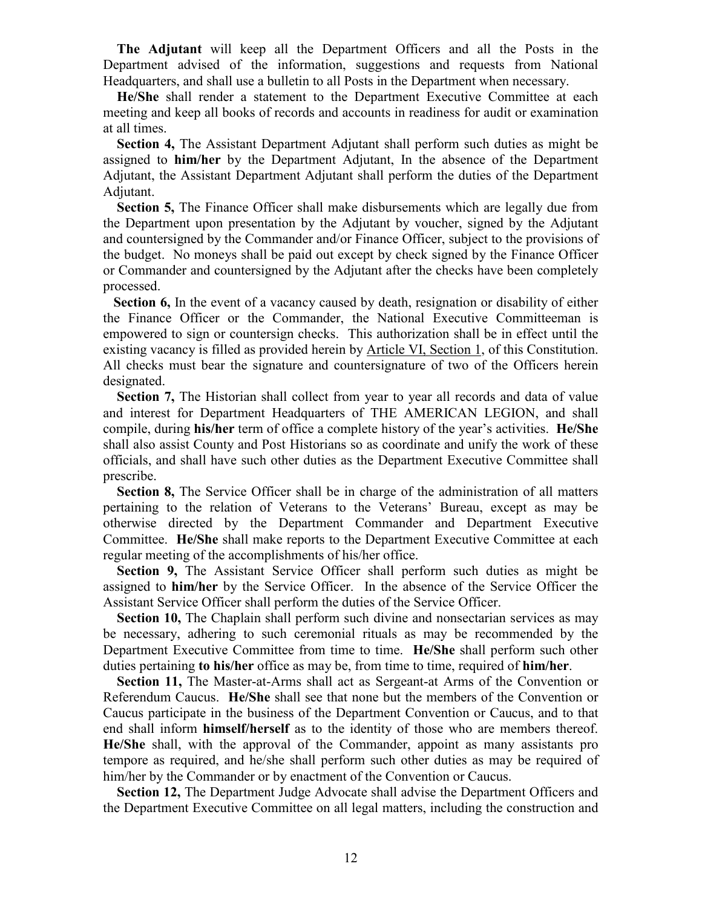**The Adjutant** will keep all the Department Officers and all the Posts in the Department advised of the information, suggestions and requests from National Headquarters, and shall use a bulletin to all Posts in the Department when necessary.

**He/She** shall render a statement to the Department Executive Committee at each meeting and keep all books of records and accounts in readiness for audit or examination at all times.

**Section 4,** The Assistant Department Adjutant shall perform such duties as might be assigned to **him/her** by the Department Adjutant, In the absence of the Department Adjutant, the Assistant Department Adjutant shall perform the duties of the Department Adjutant.

**Section 5,** The Finance Officer shall make disbursements which are legally due from the Department upon presentation by the Adjutant by voucher, signed by the Adjutant and countersigned by the Commander and/or Finance Officer, subject to the provisions of the budget. No moneys shall be paid out except by check signed by the Finance Officer or Commander and countersigned by the Adjutant after the checks have been completely processed.

**Section 6,** In the event of a vacancy caused by death, resignation or disability of either the Finance Officer or the Commander, the National Executive Committeeman is empowered to sign or countersign checks. This authorization shall be in effect until the existing vacancy is filled as provided herein by Article VI, Section 1, of this Constitution. All checks must bear the signature and countersignature of two of the Officers herein designated.

**Section 7,** The Historian shall collect from year to year all records and data of value and interest for Department Headquarters of THE AMERICAN LEGION, and shall compile, during **his/her** term of office a complete history of the year's activities. **He/She** shall also assist County and Post Historians so as coordinate and unify the work of these officials, and shall have such other duties as the Department Executive Committee shall prescribe.

**Section 8,** The Service Officer shall be in charge of the administration of all matters pertaining to the relation of Veterans to the Veterans' Bureau, except as may be otherwise directed by the Department Commander and Department Executive Committee. **He/She** shall make reports to the Department Executive Committee at each regular meeting of the accomplishments of his/her office.

**Section 9,** The Assistant Service Officer shall perform such duties as might be assigned to **him/her** by the Service Officer. In the absence of the Service Officer the Assistant Service Officer shall perform the duties of the Service Officer.

**Section 10,** The Chaplain shall perform such divine and nonsectarian services as may be necessary, adhering to such ceremonial rituals as may be recommended by the Department Executive Committee from time to time. **He/She** shall perform such other duties pertaining **to his/her** office as may be, from time to time, required of **him/her**.

**Section 11,** The Master-at-Arms shall act as Sergeant-at Arms of the Convention or Referendum Caucus. **He/She** shall see that none but the members of the Convention or Caucus participate in the business of the Department Convention or Caucus, and to that end shall inform **himself/herself** as to the identity of those who are members thereof. **He/She** shall, with the approval of the Commander, appoint as many assistants pro tempore as required, and he/she shall perform such other duties as may be required of him/her by the Commander or by enactment of the Convention or Caucus.

**Section 12,** The Department Judge Advocate shall advise the Department Officers and the Department Executive Committee on all legal matters, including the construction and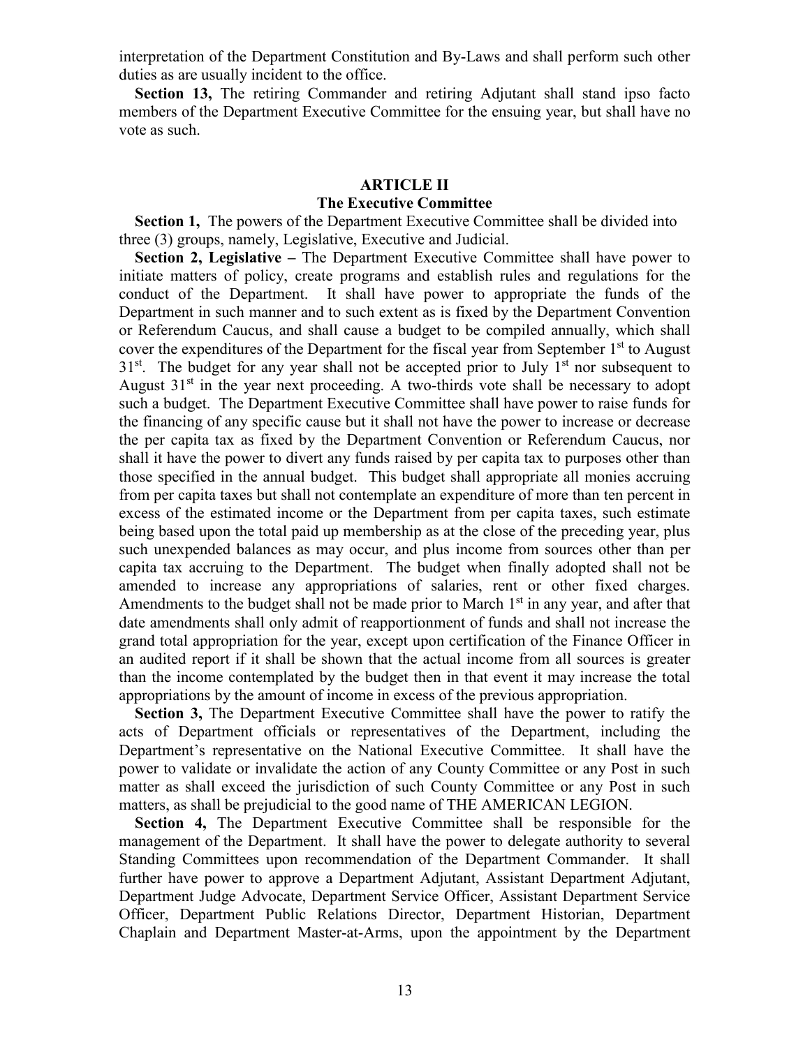interpretation of the Department Constitution and By-Laws and shall perform such other duties as are usually incident to the office.

**Section 13,** The retiring Commander and retiring Adjutant shall stand ipso facto members of the Department Executive Committee for the ensuing year, but shall have no vote as such.

## ARTICLE II
### The Executive Committee

**Section 1,** The powers of the Department Executive Committee shall be divided into three (3) groups, namely, Legislative, Executive and Judicial.

**Section 2, Legislative –** The Department Executive Committee shall have power to initiate matters of policy, create programs and establish rules and regulations for the conduct of the Department. It shall have power to appropriate the funds of the Department in such manner and to such extent as is fixed by the Department Convention or Referendum Caucus, and shall cause a budget to be compiled annually, which shall cover the expenditures of the Department for the fiscal year from September 1st to August 31st. The budget for any year shall not be accepted prior to July 1st nor subsequent to August 31st in the year next proceeding. A two-thirds vote shall be necessary to adopt such a budget. The Department Executive Committee shall have power to raise funds for the financing of any specific cause but it shall not have the power to increase or decrease the per capita tax as fixed by the Department Convention or Referendum Caucus, nor shall it have the power to divert any funds raised by per capita tax to purposes other than those specified in the annual budget. This budget shall appropriate all monies accruing from per capita taxes but shall not contemplate an expenditure of more than ten percent in excess of the estimated income or the Department from per capita taxes, such estimate being based upon the total paid up membership as at the close of the preceding year, plus such unexpended balances as may occur, and plus income from sources other than per capita tax accruing to the Department. The budget when finally adopted shall not be amended to increase any appropriations of salaries, rent or other fixed charges. Amendments to the budget shall not be made prior to March 1st in any year, and after that date amendments shall only admit of reapportionment of funds and shall not increase the grand total appropriation for the year, except upon certification of the Finance Officer in an audited report if it shall be shown that the actual income from all sources is greater than the income contemplated by the budget then in that event it may increase the total appropriations by the amount of income in excess of the previous appropriation.

**Section 3,** The Department Executive Committee shall have the power to ratify the acts of Department officials or representatives of the Department, including the Department's representative on the National Executive Committee. It shall have the power to validate or invalidate the action of any County Committee or any Post in such matter as shall exceed the jurisdiction of such County Committee or any Post in such matters, as shall be prejudicial to the good name of THE AMERICAN LEGION.

**Section 4,** The Department Executive Committee shall be responsible for the management of the Department. It shall have the power to delegate authority to several Standing Committees upon recommendation of the Department Commander. It shall further have power to approve a Department Adjutant, Assistant Department Adjutant, Department Judge Advocate, Department Service Officer, Assistant Department Service Officer, Department Public Relations Director, Department Historian, Department Chaplain and Department Master-at-Arms, upon the appointment by the Department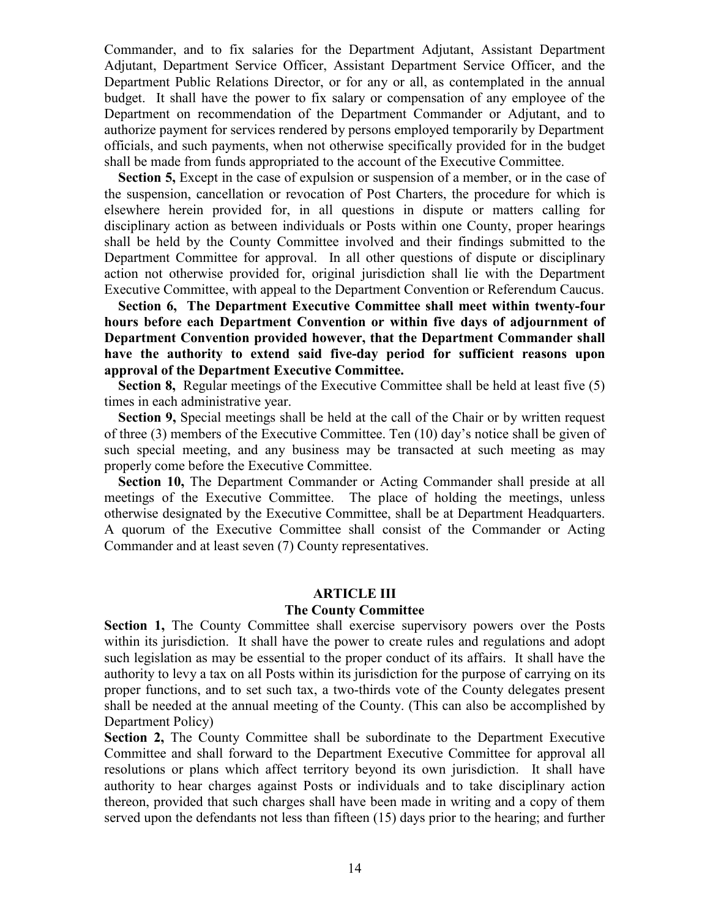Commander, and to fix salaries for the Department Adjutant, Assistant Department Adjutant, Department Service Officer, Assistant Department Service Officer, and the Department Public Relations Director, or for any or all, as contemplated in the annual budget. It shall have the power to fix salary or compensation of any employee of the Department on recommendation of the Department Commander or Adjutant, and to authorize payment for services rendered by persons employed temporarily by Department officials, and such payments, when not otherwise specifically provided for in the budget shall be made from funds appropriated to the account of the Executive Committee.

**Section 5,** Except in the case of expulsion or suspension of a member, or in the case of the suspension, cancellation or revocation of Post Charters, the procedure for which is elsewhere herein provided for, in all questions in dispute or matters calling for disciplinary action as between individuals or Posts within one County, proper hearings shall be held by the County Committee involved and their findings submitted to the Department Committee for approval. In all other questions of dispute or disciplinary action not otherwise provided for, original jurisdiction shall lie with the Department Executive Committee, with appeal to the Department Convention or Referendum Caucus.

**Section 6, The Department Executive Committee shall meet within twenty-four hours before each Department Convention or within five days of adjournment of Department Convention provided however, that the Department Commander shall have the authority to extend said five-day period for sufficient reasons upon approval of the Department Executive Committee.**

**Section 8,** Regular meetings of the Executive Committee shall be held at least five (5) times in each administrative year.

**Section 9,** Special meetings shall be held at the call of the Chair or by written request of three (3) members of the Executive Committee. Ten (10) day's notice shall be given of such special meeting, and any business may be transacted at such meeting as may properly come before the Executive Committee.

**Section 10,** The Department Commander or Acting Commander shall preside at all meetings of the Executive Committee. The place of holding the meetings, unless otherwise designated by the Executive Committee, shall be at Department Headquarters. A quorum of the Executive Committee shall consist of the Commander or Acting Commander and at least seven (7) County representatives.

## ARTICLE III
## The County Committee

**Section 1,** The County Committee shall exercise supervisory powers over the Posts within its jurisdiction. It shall have the power to create rules and regulations and adopt such legislation as may be essential to the proper conduct of its affairs. It shall have the authority to levy a tax on all Posts within its jurisdiction for the purpose of carrying on its proper functions, and to set such tax, a two-thirds vote of the County delegates present shall be needed at the annual meeting of the County. (This can also be accomplished by Department Policy)

**Section 2,** The County Committee shall be subordinate to the Department Executive Committee and shall forward to the Department Executive Committee for approval all resolutions or plans which affect territory beyond its own jurisdiction. It shall have authority to hear charges against Posts or individuals and to take disciplinary action thereon, provided that such charges shall have been made in writing and a copy of them served upon the defendants not less than fifteen (15) days prior to the hearing; and further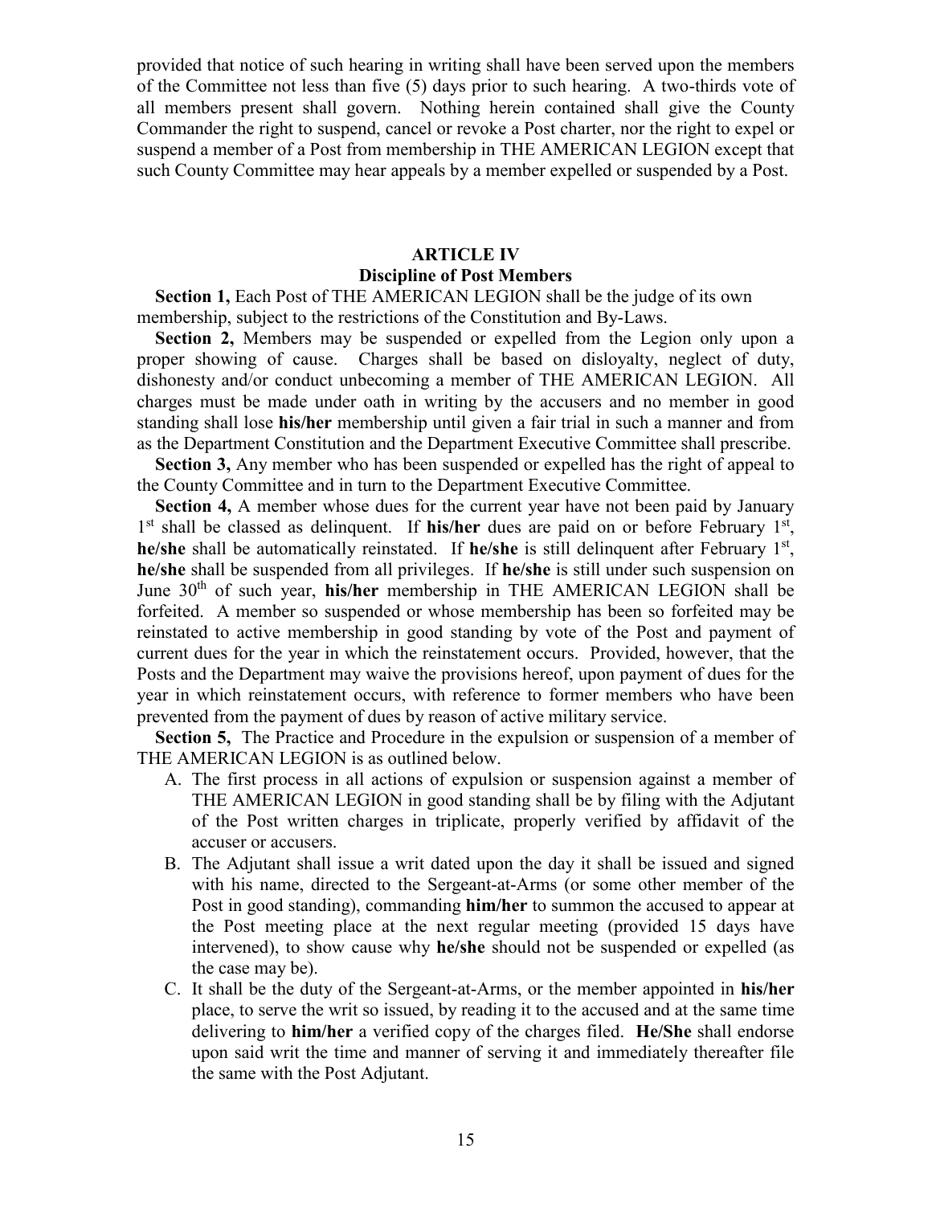provided that notice of such hearing in writing shall have been served upon the members of the Committee not less than five (5) days prior to such hearing. A two-thirds vote of all members present shall govern. Nothing herein contained shall give the County Commander the right to suspend, cancel or revoke a Post charter, nor the right to expel or suspend a member of a Post from membership in THE AMERICAN LEGION except that such County Committee may hear appeals by a member expelled or suspended by a Post.

## ARTICLE IV
## Discipline of Post Members

**Section 1,** Each Post of THE AMERICAN LEGION shall be the judge of its own membership, subject to the restrictions of the Constitution and By-Laws.

**Section 2,** Members may be suspended or expelled from the Legion only upon a proper showing of cause. Charges shall be based on disloyalty, neglect of duty, dishonesty and/or conduct unbecoming a member of THE AMERICAN LEGION. All charges must be made under oath in writing by the accusers and no member in good standing shall lose **his/her** membership until given a fair trial in such a manner and from as the Department Constitution and the Department Executive Committee shall prescribe.

**Section 3,** Any member who has been suspended or expelled has the right of appeal to the County Committee and in turn to the Department Executive Committee.

**Section 4,** A member whose dues for the current year have not been paid by January 1st shall be classed as delinquent. If **his/her** dues are paid on or before February 1st, **he/she** shall be automatically reinstated. If **he/she** is still delinquent after February 1st, **he/she** shall be suspended from all privileges. If **he/she** is still under such suspension on June 30th of such year, **his/her** membership in THE AMERICAN LEGION shall be forfeited. A member so suspended or whose membership has been so forfeited may be reinstated to active membership in good standing by vote of the Post and payment of current dues for the year in which the reinstatement occurs. Provided, however, that the Posts and the Department may waive the provisions hereof, upon payment of dues for the year in which reinstatement occurs, with reference to former members who have been prevented from the payment of dues by reason of active military service.

**Section 5,** The Practice and Procedure in the expulsion or suspension of a member of THE AMERICAN LEGION is as outlined below.

A. The first process in all actions of expulsion or suspension against a member of THE AMERICAN LEGION in good standing shall be by filing with the Adjutant of the Post written charges in triplicate, properly verified by affidavit of the accuser or accusers.

B. The Adjutant shall issue a writ dated upon the day it shall be issued and signed with his name, directed to the Sergeant-at-Arms (or some other member of the Post in good standing), commanding **him/her** to summon the accused to appear at the Post meeting place at the next regular meeting (provided 15 days have intervened), to show cause why **he/she** should not be suspended or expelled (as the case may be).

C. It shall be the duty of the Sergeant-at-Arms, or the member appointed in **his/her** place, to serve the writ so issued, by reading it to the accused and at the same time delivering to **him/her** a verified copy of the charges filed. **He/She** shall endorse upon said writ the time and manner of serving it and immediately thereafter file the same with the Post Adjutant.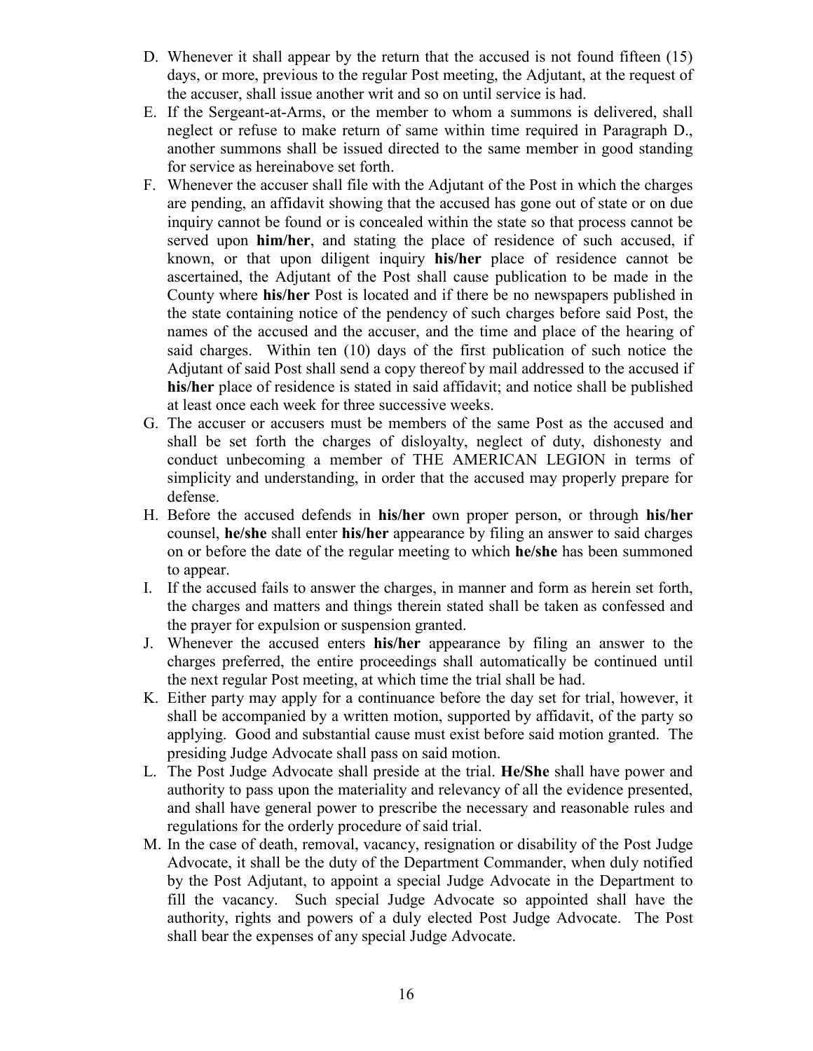D. Whenever it shall appear by the return that the accused is not found fifteen (15) days, or more, previous to the regular Post meeting, the Adjutant, at the request of the accuser, shall issue another writ and so on until service is had.
E. If the Sergeant-at-Arms, or the member to whom a summons is delivered, shall neglect or refuse to make return of same within time required in Paragraph D., another summons shall be issued directed to the same member in good standing for service as hereinabove set forth.
F. Whenever the accuser shall file with the Adjutant of the Post in which the charges are pending, an affidavit showing that the accused has gone out of state or on due inquiry cannot be found or is concealed within the state so that process cannot be served upon **him/her**, and stating the place of residence of such accused, if known, or that upon diligent inquiry **his/her** place of residence cannot be ascertained, the Adjutant of the Post shall cause publication to be made in the County where **his/her** Post is located and if there be no newspapers published in the state containing notice of the pendency of such charges before said Post, the names of the accused and the accuser, and the time and place of the hearing of said charges. Within ten (10) days of the first publication of such notice the Adjutant of said Post shall send a copy thereof by mail addressed to the accused if **his/her** place of residence is stated in said affidavit; and notice shall be published at least once each week for three successive weeks.
G. The accuser or accusers must be members of the same Post as the accused and shall be set forth the charges of disloyalty, neglect of duty, dishonesty and conduct unbecoming a member of THE AMERICAN LEGION in terms of simplicity and understanding, in order that the accused may properly prepare for defense.
H. Before the accused defends in **his/her** own proper person, or through **his/her** counsel, **he/she** shall enter **his/her** appearance by filing an answer to said charges on or before the date of the regular meeting to which **he/she** has been summoned to appear.
I. If the accused fails to answer the charges, in manner and form as herein set forth, the charges and matters and things therein stated shall be taken as confessed and the prayer for expulsion or suspension granted.
J. Whenever the accused enters **his/her** appearance by filing an answer to the charges preferred, the entire proceedings shall automatically be continued until the next regular Post meeting, at which time the trial shall be had.
K. Either party may apply for a continuance before the day set for trial, however, it shall be accompanied by a written motion, supported by affidavit, of the party so applying. Good and substantial cause must exist before said motion granted. The presiding Judge Advocate shall pass on said motion.
L. The Post Judge Advocate shall preside at the trial. **He/She** shall have power and authority to pass upon the materiality and relevancy of all the evidence presented, and shall have general power to prescribe the necessary and reasonable rules and regulations for the orderly procedure of said trial.
M. In the case of death, removal, vacancy, resignation or disability of the Post Judge Advocate, it shall be the duty of the Department Commander, when duly notified by the Post Adjutant, to appoint a special Judge Advocate in the Department to fill the vacancy. Such special Judge Advocate so appointed shall have the authority, rights and powers of a duly elected Post Judge Advocate. The Post shall bear the expenses of any special Judge Advocate.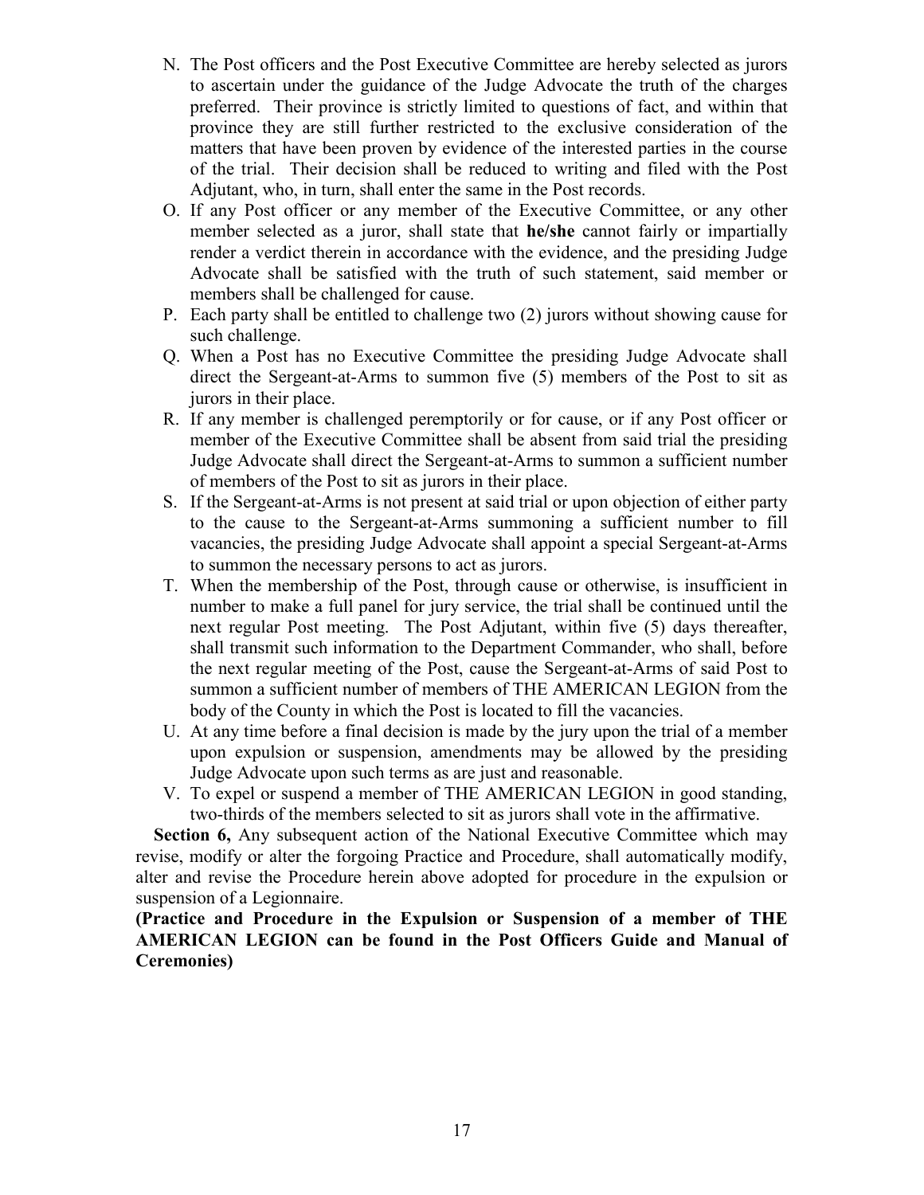N. The Post officers and the Post Executive Committee are hereby selected as jurors to ascertain under the guidance of the Judge Advocate the truth of the charges preferred. Their province is strictly limited to questions of fact, and within that province they are still further restricted to the exclusive consideration of the matters that have been proven by evidence of the interested parties in the course of the trial. Their decision shall be reduced to writing and filed with the Post Adjutant, who, in turn, shall enter the same in the Post records.

O. If any Post officer or any member of the Executive Committee, or any other member selected as a juror, shall state that **he/she** cannot fairly or impartially render a verdict therein in accordance with the evidence, and the presiding Judge Advocate shall be satisfied with the truth of such statement, said member or members shall be challenged for cause.

P. Each party shall be entitled to challenge two (2) jurors without showing cause for such challenge.

Q. When a Post has no Executive Committee the presiding Judge Advocate shall direct the Sergeant-at-Arms to summon five (5) members of the Post to sit as jurors in their place.

R. If any member is challenged peremptorily or for cause, or if any Post officer or member of the Executive Committee shall be absent from said trial the presiding Judge Advocate shall direct the Sergeant-at-Arms to summon a sufficient number of members of the Post to sit as jurors in their place.

S. If the Sergeant-at-Arms is not present at said trial or upon objection of either party to the cause to the Sergeant-at-Arms summoning a sufficient number to fill vacancies, the presiding Judge Advocate shall appoint a special Sergeant-at-Arms to summon the necessary persons to act as jurors.

T. When the membership of the Post, through cause or otherwise, is insufficient in number to make a full panel for jury service, the trial shall be continued until the next regular Post meeting. The Post Adjutant, within five (5) days thereafter, shall transmit such information to the Department Commander, who shall, before the next regular meeting of the Post, cause the Sergeant-at-Arms of said Post to summon a sufficient number of members of THE AMERICAN LEGION from the body of the County in which the Post is located to fill the vacancies.

U. At any time before a final decision is made by the jury upon the trial of a member upon expulsion or suspension, amendments may be allowed by the presiding Judge Advocate upon such terms as are just and reasonable.

V. To expel or suspend a member of THE AMERICAN LEGION in good standing, two-thirds of the members selected to sit as jurors shall vote in the affirmative.

**Section 6,** Any subsequent action of the National Executive Committee which may revise, modify or alter the forgoing Practice and Procedure, shall automatically modify, alter and revise the Procedure herein above adopted for procedure in the expulsion or suspension of a Legionnaire.

**(Practice and Procedure in the Expulsion or Suspension of a member of THE AMERICAN LEGION can be found in the Post Officers Guide and Manual of Ceremonies)**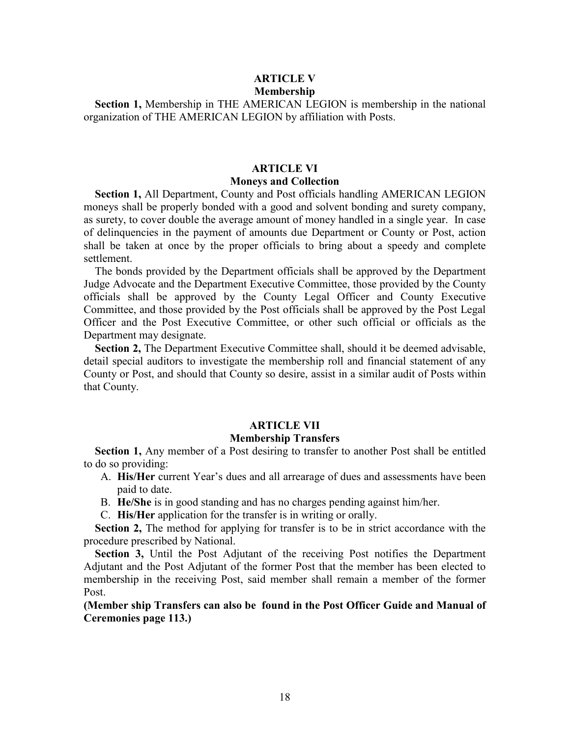## ARTICLE V
### Membership

**Section 1,** Membership in THE AMERICAN LEGION is membership in the national organization of THE AMERICAN LEGION by affiliation with Posts.

## ARTICLE VI
### Moneys and Collection

**Section 1,** All Department, County and Post officials handling AMERICAN LEGION moneys shall be properly bonded with a good and solvent bonding and surety company, as surety, to cover double the average amount of money handled in a single year. In case of delinquencies in the payment of amounts due Department or County or Post, action shall be taken at once by the proper officials to bring about a speedy and complete settlement.

The bonds provided by the Department officials shall be approved by the Department Judge Advocate and the Department Executive Committee, those provided by the County officials shall be approved by the County Legal Officer and County Executive Committee, and those provided by the Post officials shall be approved by the Post Legal Officer and the Post Executive Committee, or other such official or officials as the Department may designate.

**Section 2,** The Department Executive Committee shall, should it be deemed advisable, detail special auditors to investigate the membership roll and financial statement of any County or Post, and should that County so desire, assist in a similar audit of Posts within that County.

## ARTICLE VII
### Membership Transfers

**Section 1,** Any member of a Post desiring to transfer to another Post shall be entitled to do so providing:

A. **His/Her** current Year's dues and all arrearage of dues and assessments have been paid to date.
B. **He/She** is in good standing and has no charges pending against him/her.
C. **His/Her** application for the transfer is in writing or orally.

**Section 2,** The method for applying for transfer is to be in strict accordance with the procedure prescribed by National.

**Section 3,** Until the Post Adjutant of the receiving Post notifies the Department Adjutant and the Post Adjutant of the former Post that the member has been elected to membership in the receiving Post, said member shall remain a member of the former Post.

**(Member ship Transfers can also be found in the Post Officer Guide and Manual of Ceremonies page 113.)**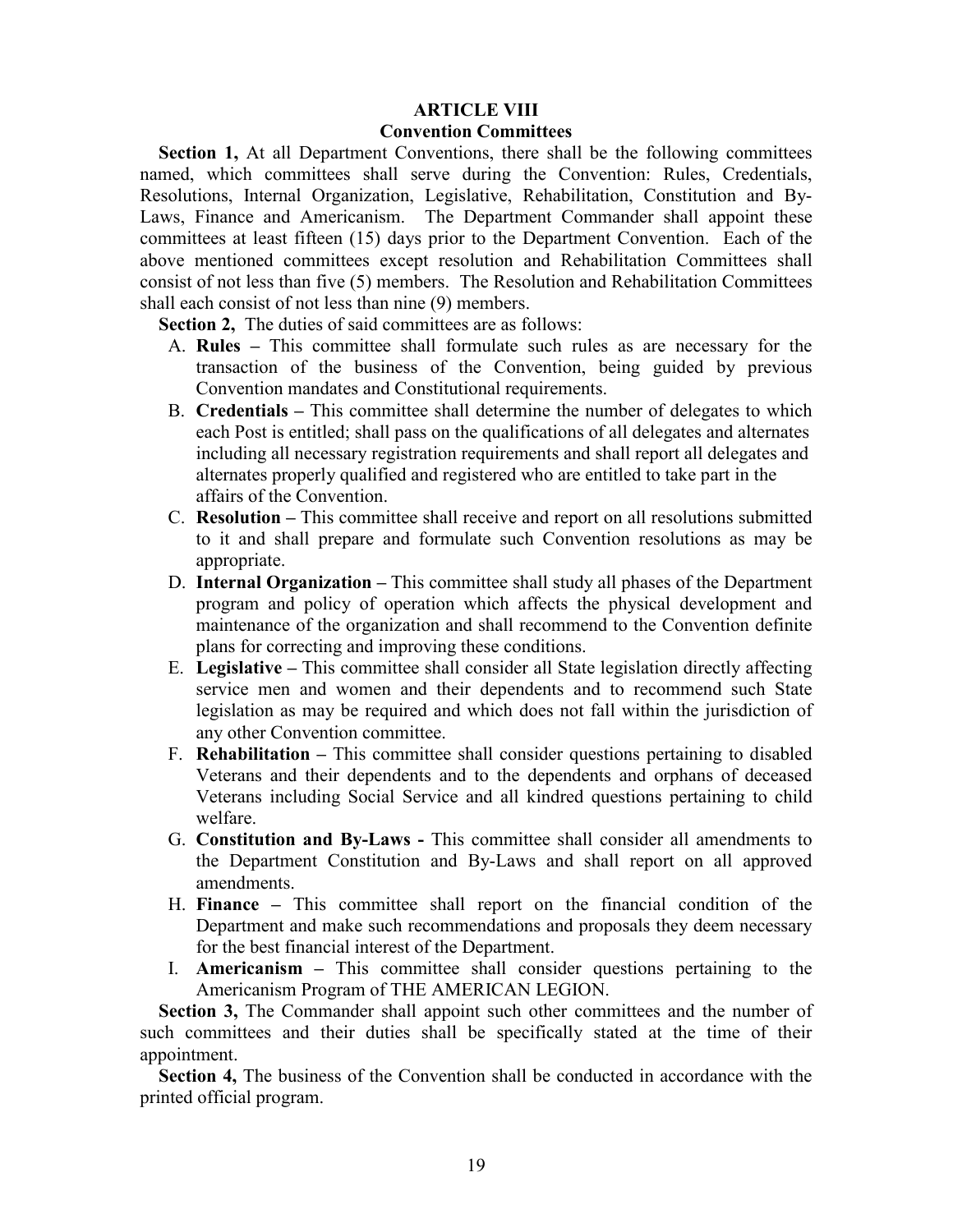## ARTICLE VIII
### Convention Committees

**Section 1,** At all Department Conventions, there shall be the following committees named, which committees shall serve during the Convention: Rules, Credentials, Resolutions, Internal Organization, Legislative, Rehabilitation, Constitution and By-Laws, Finance and Americanism. The Department Commander shall appoint these committees at least fifteen (15) days prior to the Department Convention. Each of the above mentioned committees except resolution and Rehabilitation Committees shall consist of not less than five (5) members. The Resolution and Rehabilitation Committees shall each consist of not less than nine (9) members.

**Section 2,** The duties of said committees are as follows:

A. **Rules –** This committee shall formulate such rules as are necessary for the transaction of the business of the Convention, being guided by previous Convention mandates and Constitutional requirements.
B. **Credentials –** This committee shall determine the number of delegates to which each Post is entitled; shall pass on the qualifications of all delegates and alternates including all necessary registration requirements and shall report all delegates and alternates properly qualified and registered who are entitled to take part in the affairs of the Convention.
C. **Resolution –** This committee shall receive and report on all resolutions submitted to it and shall prepare and formulate such Convention resolutions as may be appropriate.
D. **Internal Organization –** This committee shall study all phases of the Department program and policy of operation which affects the physical development and maintenance of the organization and shall recommend to the Convention definite plans for correcting and improving these conditions.
E. **Legislative –** This committee shall consider all State legislation directly affecting service men and women and their dependents and to recommend such State legislation as may be required and which does not fall within the jurisdiction of any other Convention committee.
F. **Rehabilitation –** This committee shall consider questions pertaining to disabled Veterans and their dependents and to the dependents and orphans of deceased Veterans including Social Service and all kindred questions pertaining to child welfare.
G. **Constitution and By-Laws -** This committee shall consider all amendments to the Department Constitution and By-Laws and shall report on all approved amendments.
H. **Finance –** This committee shall report on the financial condition of the Department and make such recommendations and proposals they deem necessary for the best financial interest of the Department.
I. **Americanism –** This committee shall consider questions pertaining to the Americanism Program of THE AMERICAN LEGION.

**Section 3,** The Commander shall appoint such other committees and the number of such committees and their duties shall be specifically stated at the time of their appointment.

**Section 4,** The business of the Convention shall be conducted in accordance with the printed official program.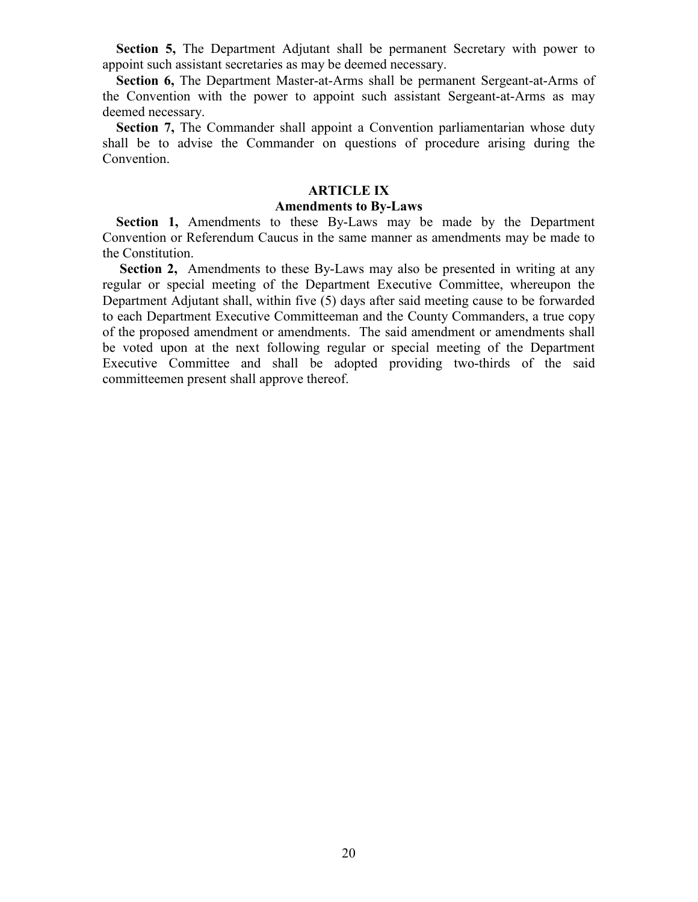**Section 5,** The Department Adjutant shall be permanent Secretary with power to appoint such assistant secretaries as may be deemed necessary.

**Section 6,** The Department Master-at-Arms shall be permanent Sergeant-at-Arms of the Convention with the power to appoint such assistant Sergeant-at-Arms as may deemed necessary.

**Section 7,** The Commander shall appoint a Convention parliamentarian whose duty shall be to advise the Commander on questions of procedure arising during the Convention.

## ARTICLE IX
### Amendments to By-Laws

**Section 1,** Amendments to these By-Laws may be made by the Department Convention or Referendum Caucus in the same manner as amendments may be made to the Constitution.

**Section 2,** Amendments to these By-Laws may also be presented in writing at any regular or special meeting of the Department Executive Committee, whereupon the Department Adjutant shall, within five (5) days after said meeting cause to be forwarded to each Department Executive Committeeman and the County Commanders, a true copy of the proposed amendment or amendments. The said amendment or amendments shall be voted upon at the next following regular or special meeting of the Department Executive Committee and shall be adopted providing two-thirds of the said committeemen present shall approve thereof.